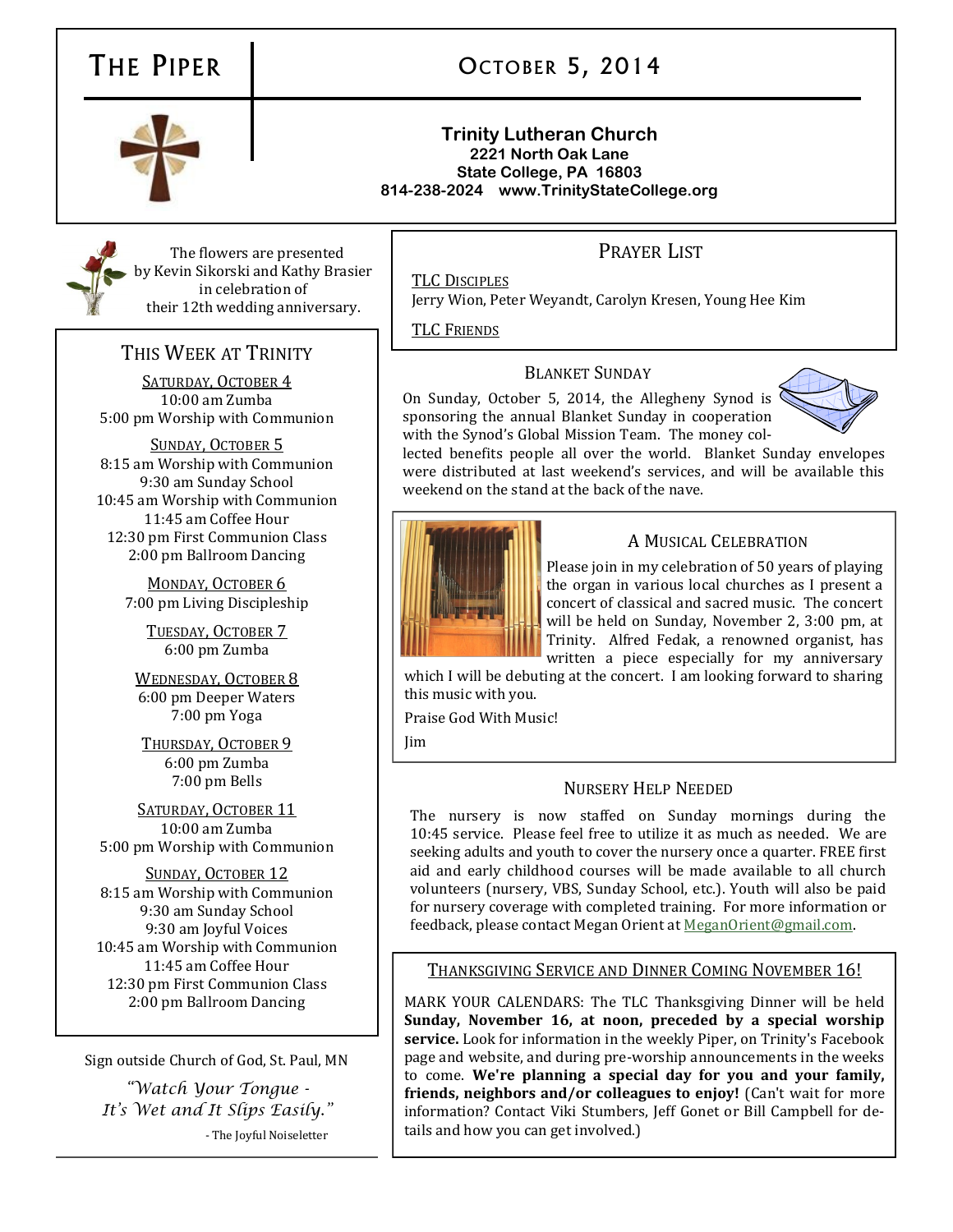# The Piper

## October 5, 2014

**Trinity Lutheran Church**
**2221 North Oak Lane**
**State College, PA 16803**
**814-238-2024 www.TrinityStateCollege.org**

The flowers are presented by Kevin Sikorski and Kathy Brasier in celebration of their 12th wedding anniversary.

## This Week at Trinity

**Saturday, October 4**
10:00 am Zumba
5:00 pm Worship with Communion

**Sunday, October 5**
8:15 am Worship with Communion
9:30 am Sunday School
10:45 am Worship with Communion
11:45 am Coffee Hour
12:30 pm First Communion Class
2:00 pm Ballroom Dancing

**Monday, October 6**
7:00 pm Living Discipleship

**Tuesday, October 7**
6:00 pm Zumba

**Wednesday, October 8**
6:00 pm Deeper Waters
7:00 pm Yoga

**Thursday, October 9**
6:00 pm Zumba
7:00 pm Bells

**Saturday, October 11**
10:00 am Zumba
5:00 pm Worship with Communion

**Sunday, October 12**
8:15 am Worship with Communion
9:30 am Sunday School
9:30 am Joyful Voices
10:45 am Worship with Communion
11:45 am Coffee Hour
12:30 pm First Communion Class
2:00 pm Ballroom Dancing

Sign outside Church of God, St. Paul, MN

*"Watch Your Tongue - It's Wet and It Slips Easily."*

- The Joyful Noiseletter

## Prayer List

TLC Disciples
Jerry Wion, Peter Weyandt, Carolyn Kresen, Young Hee Kim

TLC Friends

## Blanket Sunday

On Sunday, October 5, 2014, the Allegheny Synod is sponsoring the annual Blanket Sunday in cooperation with the Synod's Global Mission Team. The money collected benefits people all over the world. Blanket Sunday envelopes were distributed at last weekend's services, and will be available this weekend on the stand at the back of the nave.

## A Musical Celebration

Please join in my celebration of 50 years of playing the organ in various local churches as I present a concert of classical and sacred music. The concert will be held on Sunday, November 2, 3:00 pm, at Trinity. Alfred Fedak, a renowned organist, has written a piece especially for my anniversary which I will be debuting at the concert. I am looking forward to sharing this music with you.

Praise God With Music!

Jim

## Nursery Help Needed

The nursery is now staffed on Sunday mornings during the 10:45 service. Please feel free to utilize it as much as needed. We are seeking adults and youth to cover the nursery once a quarter. FREE first aid and early childhood courses will be made available to all church volunteers (nursery, VBS, Sunday School, etc.). Youth will also be paid for nursery coverage with completed training. For more information or feedback, please contact Megan Orient at MeganOrient@gmail.com.

## Thanksgiving Service and Dinner Coming November 16!

MARK YOUR CALENDARS: The TLC Thanksgiving Dinner will be held **Sunday, November 16, at noon, preceded by a special worship service.** Look for information in the weekly Piper, on Trinity's Facebook page and website, and during pre-worship announcements in the weeks to come. **We're planning a special day for you and your family, friends, neighbors and/or colleagues to enjoy!** (Can't wait for more information? Contact Viki Stumbers, Jeff Gonet or Bill Campbell for details and how you can get involved.)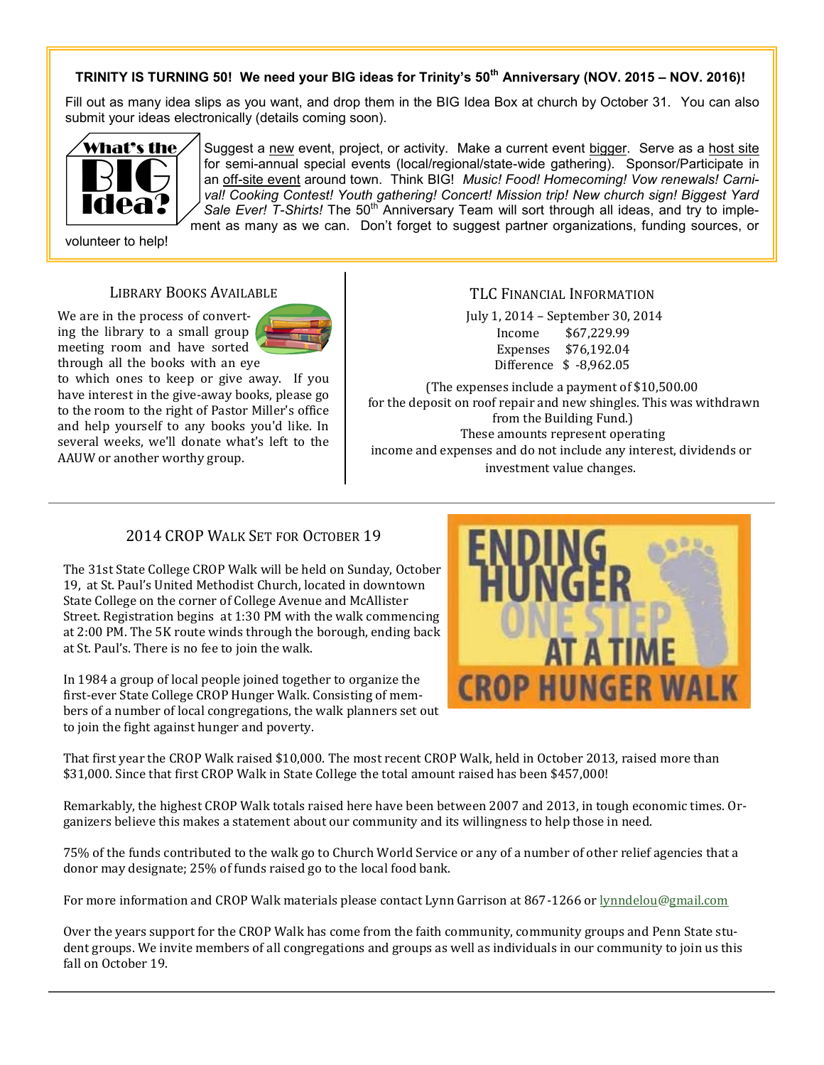**TRINITY IS TURNING 50! We need your BIG ideas for Trinity's 50th Anniversary (NOV. 2015 – NOV. 2016)!**

Fill out as many idea slips as you want, and drop them in the BIG Idea Box at church by October 31. You can also submit your ideas electronically (details coming soon).

What's the BIG Idea?

Suggest a new event, project, or activity. Make a current event bigger. Serve as a host site for semi-annual special events (local/regional/state-wide gathering). Sponsor/Participate in an off-site event around town. Think BIG! *Music! Food! Homecoming! Vow renewals! Carnival! Cooking Contest! Youth gathering! Concert! Mission trip! New church sign! Biggest Yard Sale Ever! T-Shirts!* The 50th Anniversary Team will sort through all ideas, and try to implement as many as we can. Don't forget to suggest partner organizations, funding sources, or volunteer to help!

## Library Books Available

We are in the process of converting the library to a small group meeting room and have sorted through all the books with an eye to which ones to keep or give away. If you have interest in the give-away books, please go to the room to the right of Pastor Miller's office and help yourself to any books you'd like. In several weeks, we'll donate what's left to the AAUW or another worthy group.

## TLC Financial Information

July 1, 2014 – September 30, 2014

| | |
|---|---|
| Income | $67,229.99 |
| Expenses | $76,192.04 |
| Difference | $ -8,962.05 |

(The expenses include a payment of $10,500.00 for the deposit on roof repair and new shingles. This was withdrawn from the Building Fund.)

These amounts represent operating income and expenses and do not include any interest, dividends or investment value changes.

## 2014 CROP Walk Set for October 19

The 31st State College CROP Walk will be held on Sunday, October 19, at St. Paul's United Methodist Church, located in downtown State College on the corner of College Avenue and McAllister Street. Registration begins at 1:30 PM with the walk commencing at 2:00 PM. The 5K route winds through the borough, ending back at St. Paul's. There is no fee to join the walk.

In 1984 a group of local people joined together to organize the first-ever State College CROP Hunger Walk. Consisting of members of a number of local congregations, the walk planners set out to join the fight against hunger and poverty.

ENDING HUNGER ONE STEP AT A TIME
CROP HUNGER WALK

That first year the CROP Walk raised $10,000. The most recent CROP Walk, held in October 2013, raised more than $31,000. Since that first CROP Walk in State College the total amount raised has been $457,000!

Remarkably, the highest CROP Walk totals raised here have been between 2007 and 2013, in tough economic times. Organizers believe this makes a statement about our community and its willingness to help those in need.

75% of the funds contributed to the walk go to Church World Service or any of a number of other relief agencies that a donor may designate; 25% of funds raised go to the local food bank.

For more information and CROP Walk materials please contact Lynn Garrison at 867-1266 or lynndelou@gmail.com

Over the years support for the CROP Walk has come from the faith community, community groups and Penn State student groups. We invite members of all congregations and groups as well as individuals in our community to join us this fall on October 19.